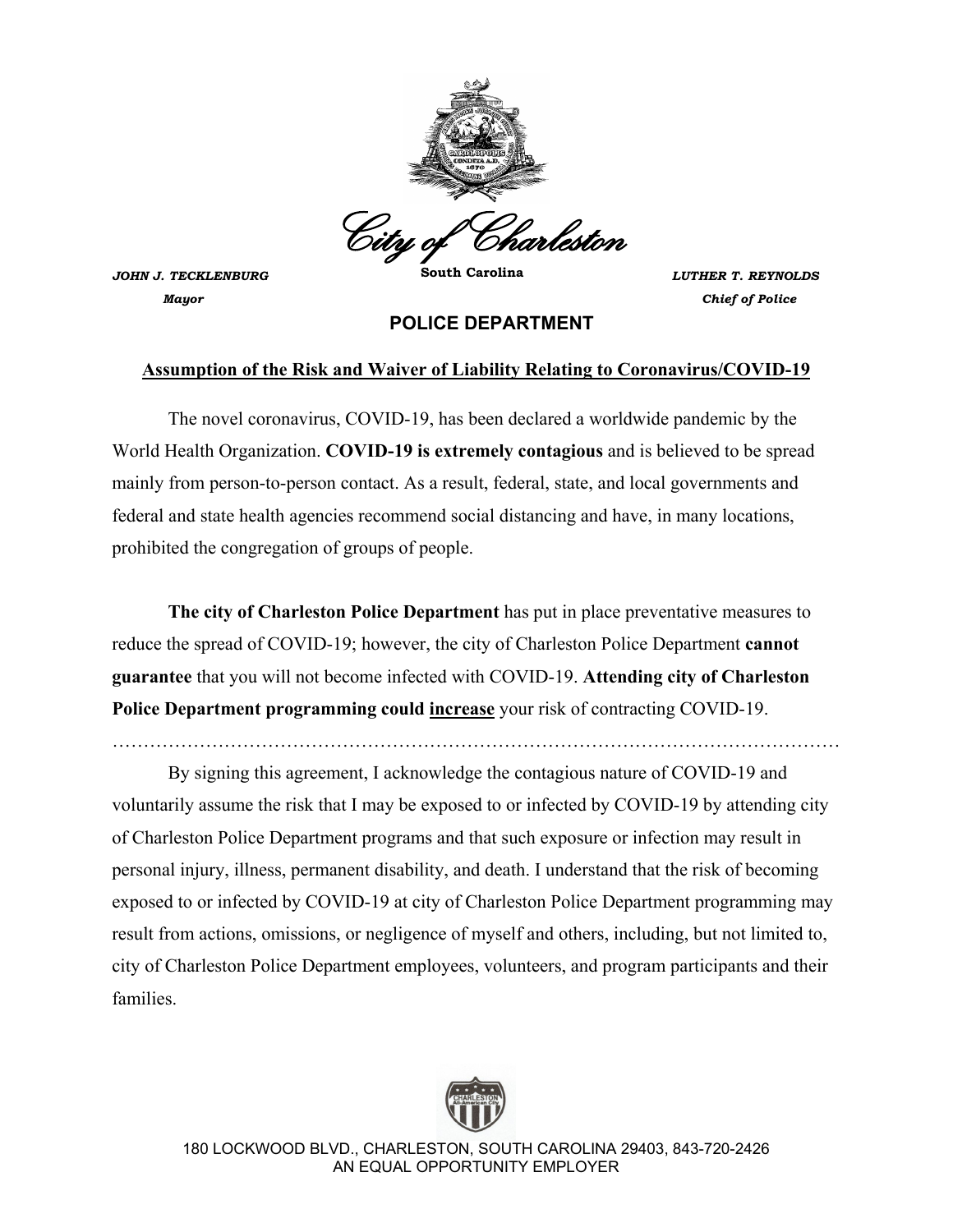City of Charleston

South Carolina

***JOHN J. TECKLENBURG***
***Mayor***

***LUTHER T. REYNOLDS***
***Chief of Police***

**POLICE DEPARTMENT**

## Assumption of the Risk and Waiver of Liability Relating to Coronavirus/COVID-19

The novel coronavirus, COVID-19, has been declared a worldwide pandemic by the World Health Organization. **COVID-19 is extremely contagious** and is believed to be spread mainly from person-to-person contact. As a result, federal, state, and local governments and federal and state health agencies recommend social distancing and have, in many locations, prohibited the congregation of groups of people.

**The city of Charleston Police Department** has put in place preventative measures to reduce the spread of COVID-19; however, the city of Charleston Police Department **cannot guarantee** that you will not become infected with COVID-19. **Attending city of Charleston Police Department programming could increase** your risk of contracting COVID-19.

…………………………………………………………………………………………………………

By signing this agreement, I acknowledge the contagious nature of COVID-19 and voluntarily assume the risk that I may be exposed to or infected by COVID-19 by attending city of Charleston Police Department programs and that such exposure or infection may result in personal injury, illness, permanent disability, and death. I understand that the risk of becoming exposed to or infected by COVID-19 at city of Charleston Police Department programming may result from actions, omissions, or negligence of myself and others, including, but not limited to, city of Charleston Police Department employees, volunteers, and program participants and their families.

180 LOCKWOOD BLVD., CHARLESTON, SOUTH CAROLINA 29403, 843-720-2426
AN EQUAL OPPORTUNITY EMPLOYER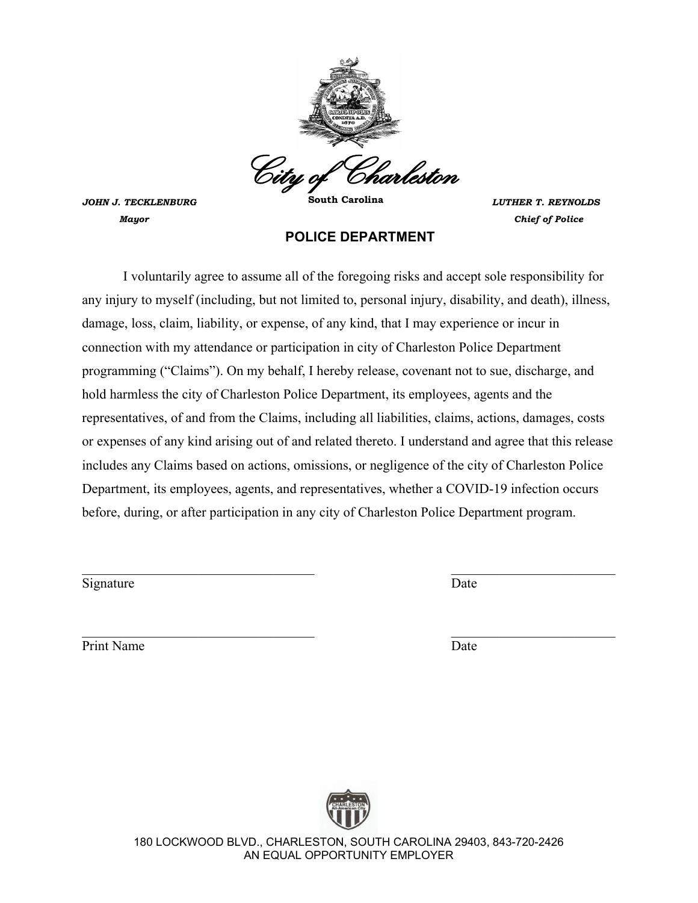City of Charleston

South Carolina

***JOHN J. TECKLENBURG***
*Mayor*

***LUTHER T. REYNOLDS***
*Chief of Police*

## POLICE DEPARTMENT

I voluntarily agree to assume all of the foregoing risks and accept sole responsibility for any injury to myself (including, but not limited to, personal injury, disability, and death), illness, damage, loss, claim, liability, or expense, of any kind, that I may experience or incur in connection with my attendance or participation in city of Charleston Police Department programming ("Claims"). On my behalf, I hereby release, covenant not to sue, discharge, and hold harmless the city of Charleston Police Department, its employees, agents and the representatives, of and from the Claims, including all liabilities, claims, actions, damages, costs or expenses of any kind arising out of and related thereto. I understand and agree that this release includes any Claims based on actions, omissions, or negligence of the city of Charleston Police Department, its employees, agents, and representatives, whether a COVID-19 infection occurs before, during, or after participation in any city of Charleston Police Department program.

___________________________________ ________________________
Signature Date

___________________________________ ________________________
Print Name Date

180 LOCKWOOD BLVD., CHARLESTON, SOUTH CAROLINA 29403, 843-720-2426
AN EQUAL OPPORTUNITY EMPLOYER